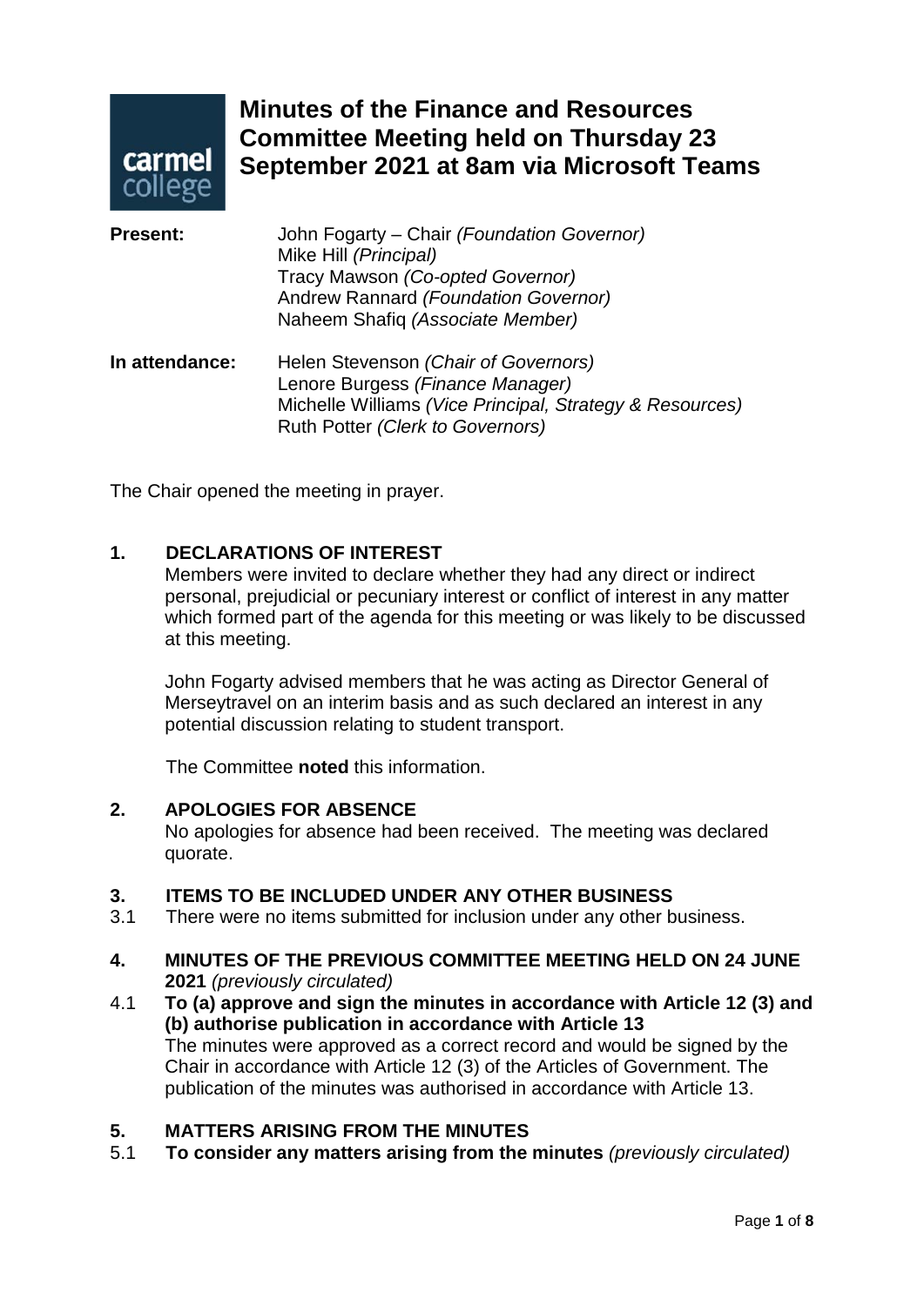# Minutes of the Finance and Resources Committee Meeting held on Thursday 23 September 2021 at 8am via Microsoft Teams

**Present:**
John Fogarty – Chair *(Foundation Governor)*
Mike Hill *(Principal)*
Tracy Mawson *(Co-opted Governor)*
Andrew Rannard *(Foundation Governor)*
Naheem Shafiq *(Associate Member)*

**In attendance:**
Helen Stevenson *(Chair of Governors)*
Lenore Burgess *(Finance Manager)*
Michelle Williams *(Vice Principal, Strategy & Resources)*
Ruth Potter *(Clerk to Governors)*

The Chair opened the meeting in prayer.

## 1. DECLARATIONS OF INTEREST

Members were invited to declare whether they had any direct or indirect personal, prejudicial or pecuniary interest or conflict of interest in any matter which formed part of the agenda for this meeting or was likely to be discussed at this meeting.

John Fogarty advised members that he was acting as Director General of Merseytravel on an interim basis and as such declared an interest in any potential discussion relating to student transport.

The Committee **noted** this information.

## 2. APOLOGIES FOR ABSENCE

No apologies for absence had been received. The meeting was declared quorate.

## 3. ITEMS TO BE INCLUDED UNDER ANY OTHER BUSINESS

3.1 There were no items submitted for inclusion under any other business.

## 4. MINUTES OF THE PREVIOUS COMMITTEE MEETING HELD ON 24 JUNE 2021 *(previously circulated)*

4.1 **To (a) approve and sign the minutes in accordance with Article 12 (3) and (b) authorise publication in accordance with Article 13**

The minutes were approved as a correct record and would be signed by the Chair in accordance with Article 12 (3) of the Articles of Government. The publication of the minutes was authorised in accordance with Article 13.

## 5. MATTERS ARISING FROM THE MINUTES

5.1 **To consider any matters arising from the minutes** *(previously circulated)*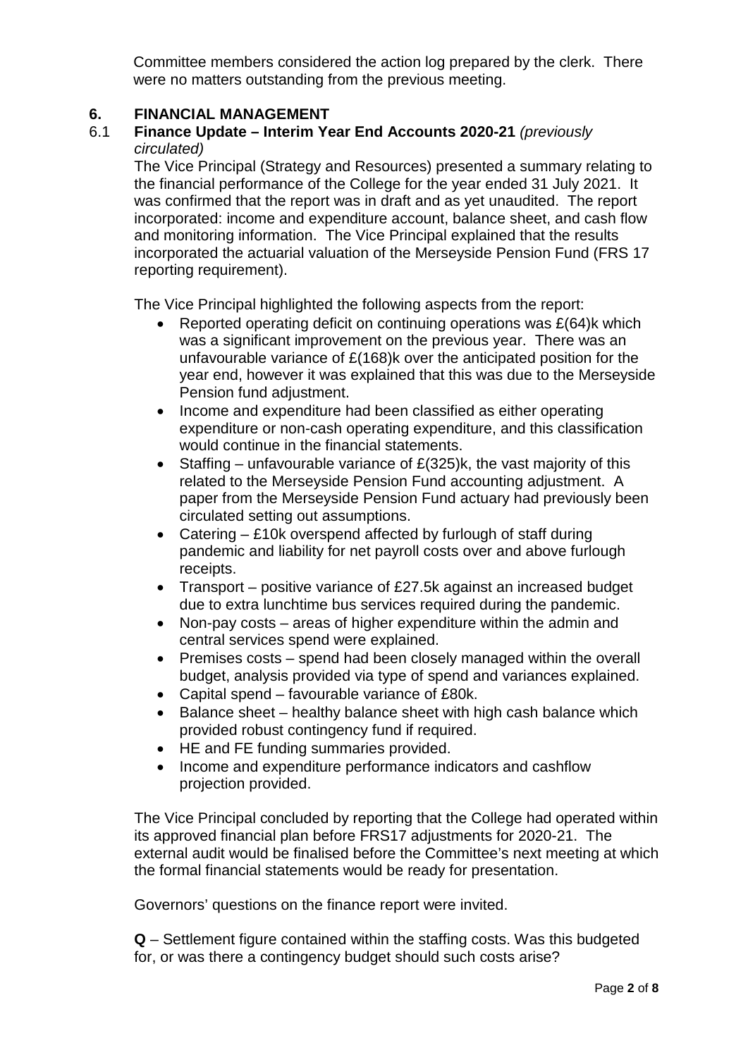Committee members considered the action log prepared by the clerk. There were no matters outstanding from the previous meeting.

## 6. FINANCIAL MANAGEMENT

### 6.1 Finance Update – Interim Year End Accounts 2020-21 *(previously circulated)*

The Vice Principal (Strategy and Resources) presented a summary relating to the financial performance of the College for the year ended 31 July 2021. It was confirmed that the report was in draft and as yet unaudited. The report incorporated: income and expenditure account, balance sheet, and cash flow and monitoring information. The Vice Principal explained that the results incorporated the actuarial valuation of the Merseyside Pension Fund (FRS 17 reporting requirement).

The Vice Principal highlighted the following aspects from the report:

- Reported operating deficit on continuing operations was £(64)k which was a significant improvement on the previous year. There was an unfavourable variance of £(168)k over the anticipated position for the year end, however it was explained that this was due to the Merseyside Pension fund adjustment.
- Income and expenditure had been classified as either operating expenditure or non-cash operating expenditure, and this classification would continue in the financial statements.
- Staffing – unfavourable variance of £(325)k, the vast majority of this related to the Merseyside Pension Fund accounting adjustment. A paper from the Merseyside Pension Fund actuary had previously been circulated setting out assumptions.
- Catering – £10k overspend affected by furlough of staff during pandemic and liability for net payroll costs over and above furlough receipts.
- Transport – positive variance of £27.5k against an increased budget due to extra lunchtime bus services required during the pandemic.
- Non-pay costs – areas of higher expenditure within the admin and central services spend were explained.
- Premises costs – spend had been closely managed within the overall budget, analysis provided via type of spend and variances explained.
- Capital spend – favourable variance of £80k.
- Balance sheet – healthy balance sheet with high cash balance which provided robust contingency fund if required.
- HE and FE funding summaries provided.
- Income and expenditure performance indicators and cashflow projection provided.

The Vice Principal concluded by reporting that the College had operated within its approved financial plan before FRS17 adjustments for 2020-21. The external audit would be finalised before the Committee's next meeting at which the formal financial statements would be ready for presentation.

Governors' questions on the finance report were invited.

**Q** – Settlement figure contained within the staffing costs. Was this budgeted for, or was there a contingency budget should such costs arise?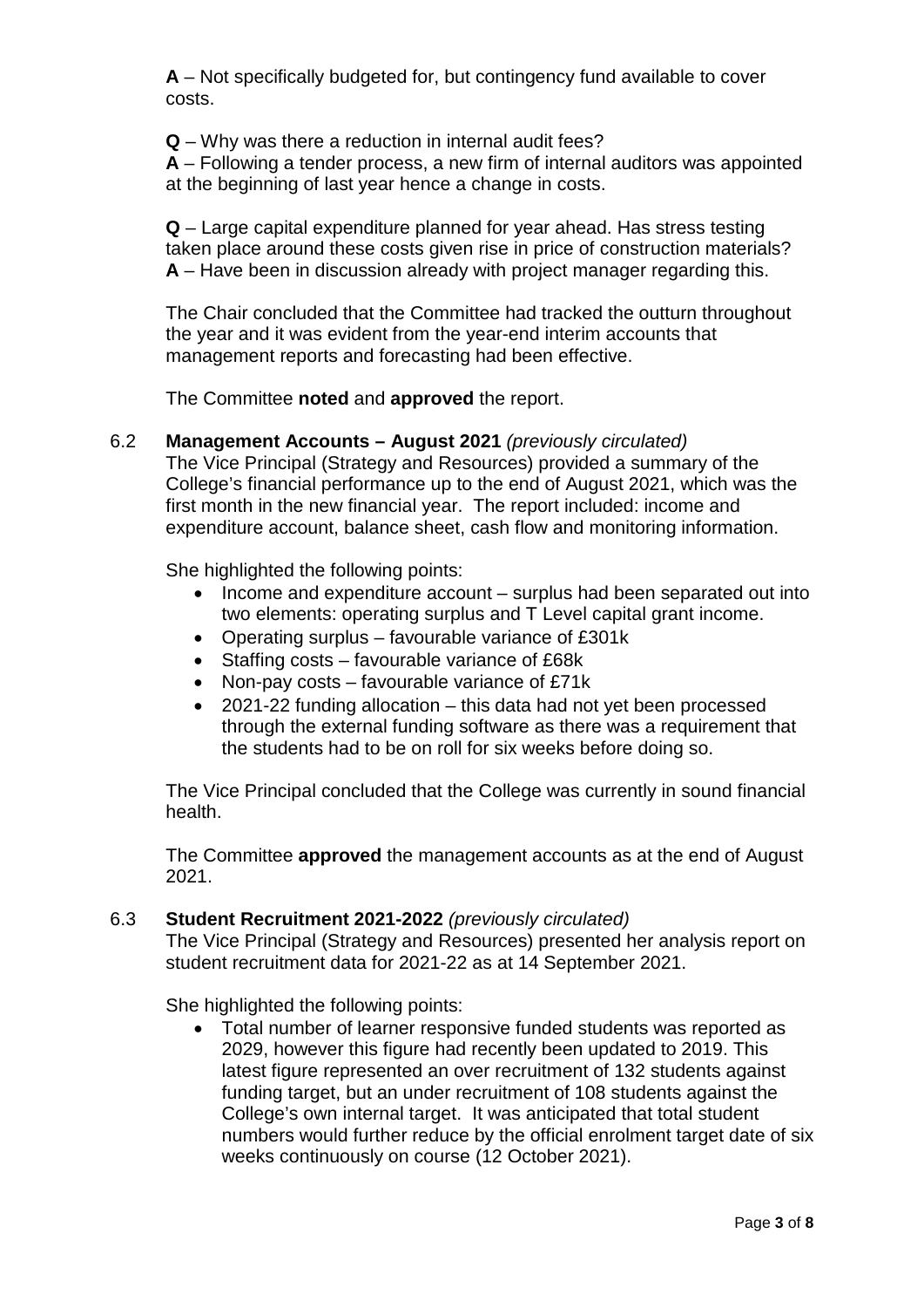**A** – Not specifically budgeted for, but contingency fund available to cover costs.

**Q** – Why was there a reduction in internal audit fees?
**A** – Following a tender process, a new firm of internal auditors was appointed at the beginning of last year hence a change in costs.

**Q** – Large capital expenditure planned for year ahead. Has stress testing taken place around these costs given rise in price of construction materials?
**A** – Have been in discussion already with project manager regarding this.

The Chair concluded that the Committee had tracked the outturn throughout the year and it was evident from the year-end interim accounts that management reports and forecasting had been effective.

The Committee **noted** and **approved** the report.

6.2 **Management Accounts – August 2021** *(previously circulated)*
The Vice Principal (Strategy and Resources) provided a summary of the College's financial performance up to the end of August 2021, which was the first month in the new financial year. The report included: income and expenditure account, balance sheet, cash flow and monitoring information.

She highlighted the following points:

- Income and expenditure account – surplus had been separated out into two elements: operating surplus and T Level capital grant income.
- Operating surplus – favourable variance of £301k
- Staffing costs – favourable variance of £68k
- Non-pay costs – favourable variance of £71k
- 2021-22 funding allocation – this data had not yet been processed through the external funding software as there was a requirement that the students had to be on roll for six weeks before doing so.

The Vice Principal concluded that the College was currently in sound financial health.

The Committee **approved** the management accounts as at the end of August 2021.

6.3 **Student Recruitment 2021-2022** *(previously circulated)*
The Vice Principal (Strategy and Resources) presented her analysis report on student recruitment data for 2021-22 as at 14 September 2021.

She highlighted the following points:

- Total number of learner responsive funded students was reported as 2029, however this figure had recently been updated to 2019. This latest figure represented an over recruitment of 132 students against funding target, but an under recruitment of 108 students against the College's own internal target. It was anticipated that total student numbers would further reduce by the official enrolment target date of six weeks continuously on course (12 October 2021).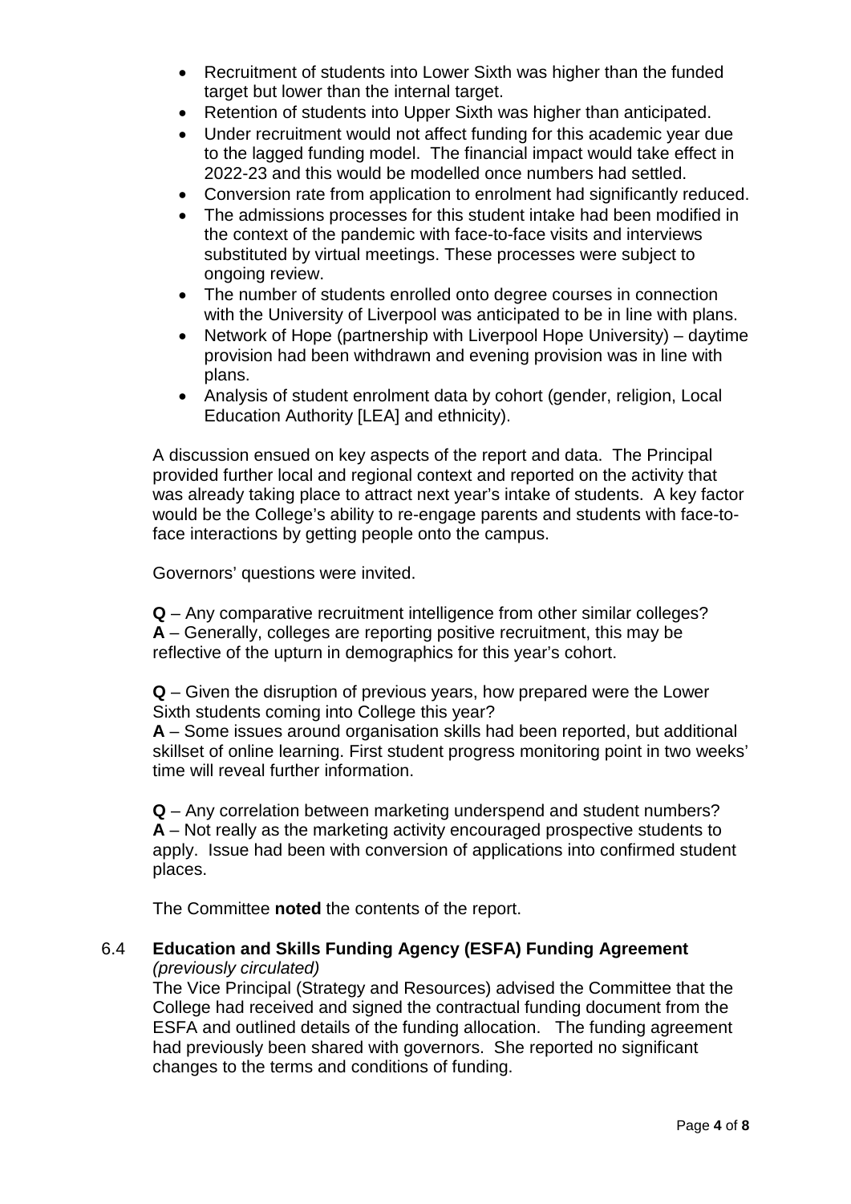- Recruitment of students into Lower Sixth was higher than the funded target but lower than the internal target.
- Retention of students into Upper Sixth was higher than anticipated.
- Under recruitment would not affect funding for this academic year due to the lagged funding model. The financial impact would take effect in 2022-23 and this would be modelled once numbers had settled.
- Conversion rate from application to enrolment had significantly reduced.
- The admissions processes for this student intake had been modified in the context of the pandemic with face-to-face visits and interviews substituted by virtual meetings. These processes were subject to ongoing review.
- The number of students enrolled onto degree courses in connection with the University of Liverpool was anticipated to be in line with plans.
- Network of Hope (partnership with Liverpool Hope University) – daytime provision had been withdrawn and evening provision was in line with plans.
- Analysis of student enrolment data by cohort (gender, religion, Local Education Authority [LEA] and ethnicity).

A discussion ensued on key aspects of the report and data. The Principal provided further local and regional context and reported on the activity that was already taking place to attract next year's intake of students. A key factor would be the College's ability to re-engage parents and students with face-to-face interactions by getting people onto the campus.

Governors' questions were invited.

**Q** – Any comparative recruitment intelligence from other similar colleges?
**A** – Generally, colleges are reporting positive recruitment, this may be reflective of the upturn in demographics for this year's cohort.

**Q** – Given the disruption of previous years, how prepared were the Lower Sixth students coming into College this year?
**A** – Some issues around organisation skills had been reported, but additional skillset of online learning. First student progress monitoring point in two weeks' time will reveal further information.

**Q** – Any correlation between marketing underspend and student numbers?
**A** – Not really as the marketing activity encouraged prospective students to apply. Issue had been with conversion of applications into confirmed student places.

The Committee **noted** the contents of the report.

6.4 **Education and Skills Funding Agency (ESFA) Funding Agreement**
*(previously circulated)*
The Vice Principal (Strategy and Resources) advised the Committee that the College had received and signed the contractual funding document from the ESFA and outlined details of the funding allocation. The funding agreement had previously been shared with governors. She reported no significant changes to the terms and conditions of funding.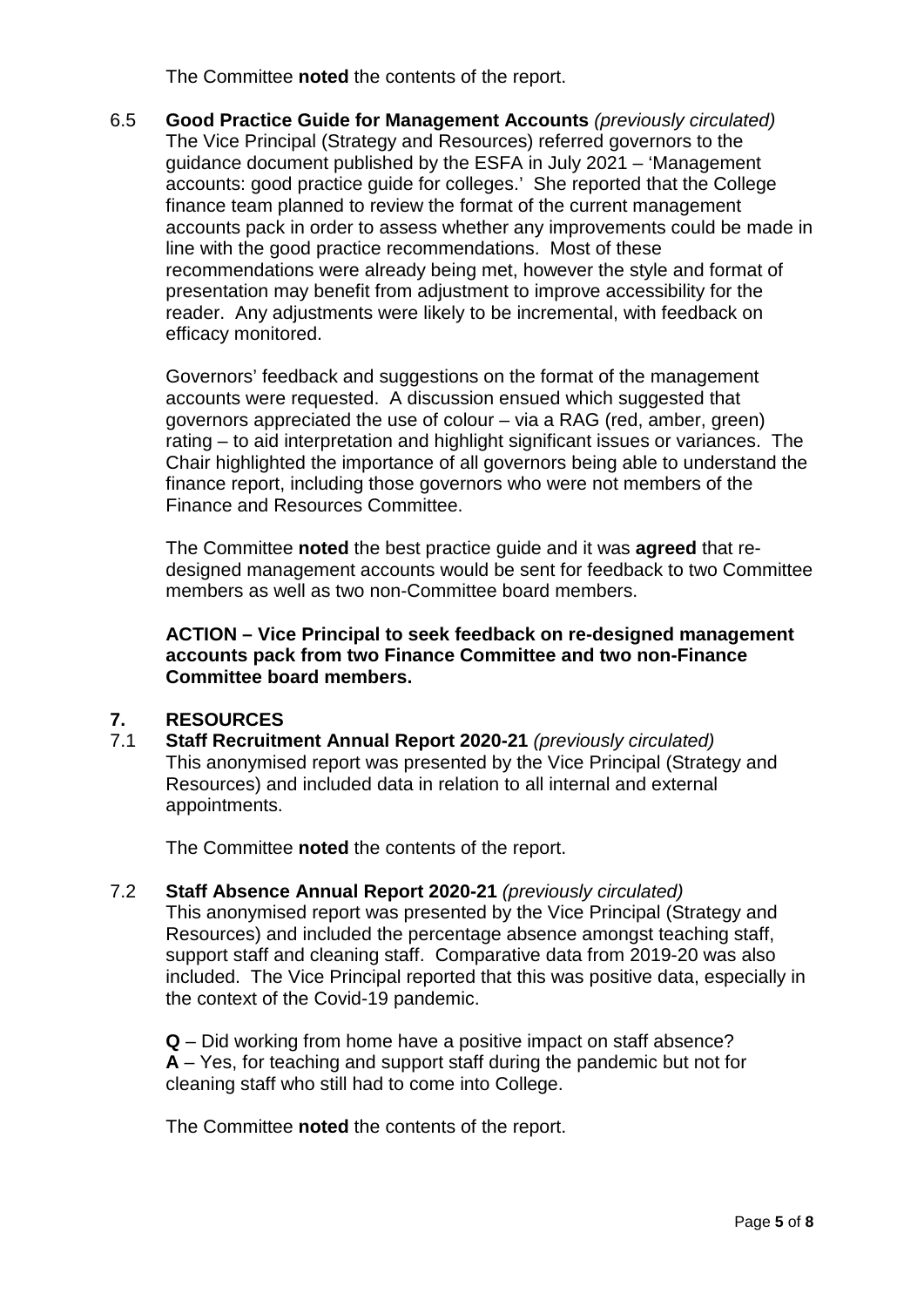The Committee **noted** the contents of the report.

6.5 **Good Practice Guide for Management Accounts** *(previously circulated)*
The Vice Principal (Strategy and Resources) referred governors to the guidance document published by the ESFA in July 2021 – 'Management accounts: good practice guide for colleges.' She reported that the College finance team planned to review the format of the current management accounts pack in order to assess whether any improvements could be made in line with the good practice recommendations. Most of these recommendations were already being met, however the style and format of presentation may benefit from adjustment to improve accessibility for the reader. Any adjustments were likely to be incremental, with feedback on efficacy monitored.

Governors' feedback and suggestions on the format of the management accounts were requested. A discussion ensued which suggested that governors appreciated the use of colour – via a RAG (red, amber, green) rating – to aid interpretation and highlight significant issues or variances. The Chair highlighted the importance of all governors being able to understand the finance report, including those governors who were not members of the Finance and Resources Committee.

The Committee **noted** the best practice guide and it was **agreed** that re-designed management accounts would be sent for feedback to two Committee members as well as two non-Committee board members.

**ACTION – Vice Principal to seek feedback on re-designed management accounts pack from two Finance Committee and two non-Finance Committee board members.**

## 7. RESOURCES

7.1 **Staff Recruitment Annual Report 2020-21** *(previously circulated)*
This anonymised report was presented by the Vice Principal (Strategy and Resources) and included data in relation to all internal and external appointments.

The Committee **noted** the contents of the report.

7.2 **Staff Absence Annual Report 2020-21** *(previously circulated)*
This anonymised report was presented by the Vice Principal (Strategy and Resources) and included the percentage absence amongst teaching staff, support staff and cleaning staff. Comparative data from 2019-20 was also included. The Vice Principal reported that this was positive data, especially in the context of the Covid-19 pandemic.

**Q** – Did working from home have a positive impact on staff absence?
**A** – Yes, for teaching and support staff during the pandemic but not for cleaning staff who still had to come into College.

The Committee **noted** the contents of the report.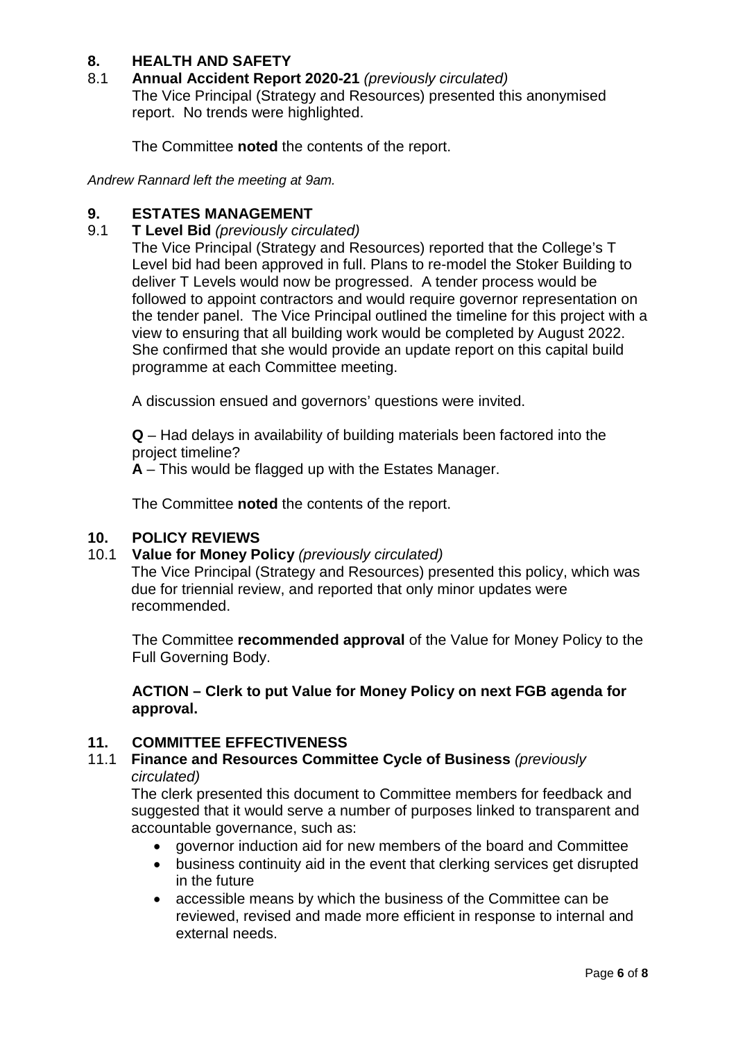## 8. HEALTH AND SAFETY

### 8.1 Annual Accident Report 2020-21 *(previously circulated)*

The Vice Principal (Strategy and Resources) presented this anonymised report. No trends were highlighted.

The Committee **noted** the contents of the report.

*Andrew Rannard left the meeting at 9am.*

## 9. ESTATES MANAGEMENT

### 9.1 T Level Bid *(previously circulated)*

The Vice Principal (Strategy and Resources) reported that the College's T Level bid had been approved in full. Plans to re-model the Stoker Building to deliver T Levels would now be progressed. A tender process would be followed to appoint contractors and would require governor representation on the tender panel. The Vice Principal outlined the timeline for this project with a view to ensuring that all building work would be completed by August 2022. She confirmed that she would provide an update report on this capital build programme at each Committee meeting.

A discussion ensued and governors' questions were invited.

**Q** – Had delays in availability of building materials been factored into the project timeline?
**A** – This would be flagged up with the Estates Manager.

The Committee **noted** the contents of the report.

## 10. POLICY REVIEWS

### 10.1 Value for Money Policy *(previously circulated)*

The Vice Principal (Strategy and Resources) presented this policy, which was due for triennial review, and reported that only minor updates were recommended.

The Committee **recommended approval** of the Value for Money Policy to the Full Governing Body.

**ACTION – Clerk to put Value for Money Policy on next FGB agenda for approval.**

## 11. COMMITTEE EFFECTIVENESS

### 11.1 Finance and Resources Committee Cycle of Business *(previously circulated)*

The clerk presented this document to Committee members for feedback and suggested that it would serve a number of purposes linked to transparent and accountable governance, such as:

- governor induction aid for new members of the board and Committee
- business continuity aid in the event that clerking services get disrupted in the future
- accessible means by which the business of the Committee can be reviewed, revised and made more efficient in response to internal and external needs.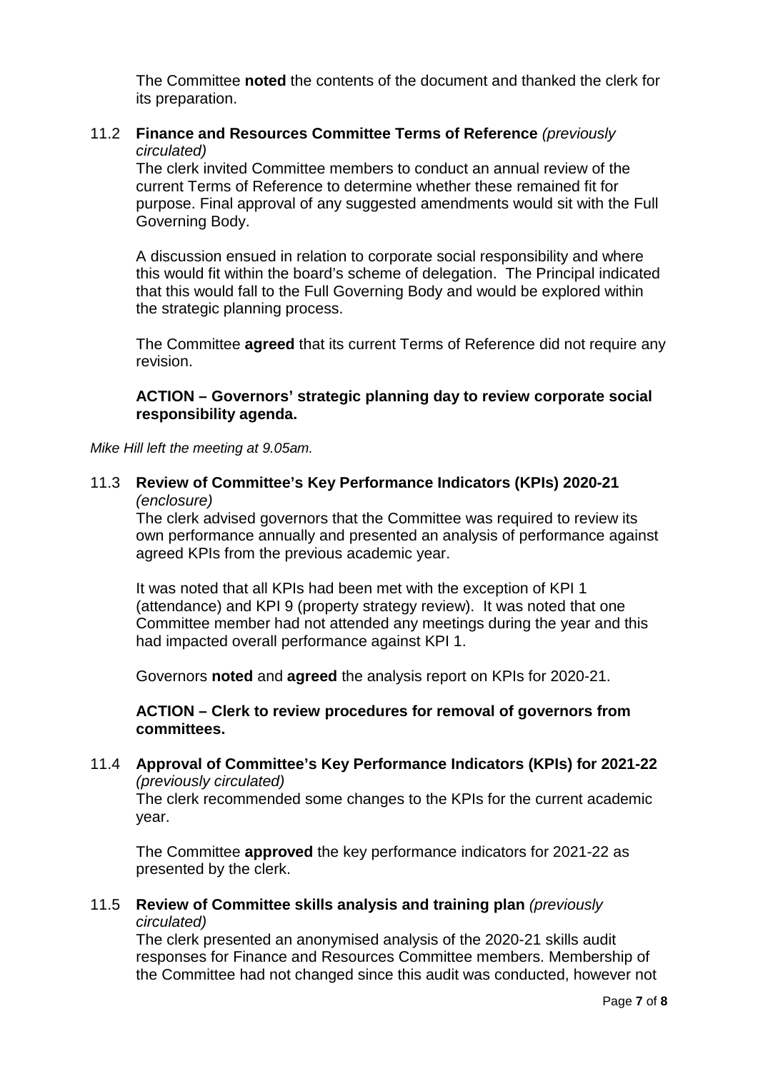The Committee **noted** the contents of the document and thanked the clerk for its preparation.

### 11.2 **Finance and Resources Committee Terms of Reference** *(previously circulated)*

The clerk invited Committee members to conduct an annual review of the current Terms of Reference to determine whether these remained fit for purpose. Final approval of any suggested amendments would sit with the Full Governing Body.

A discussion ensued in relation to corporate social responsibility and where this would fit within the board's scheme of delegation. The Principal indicated that this would fall to the Full Governing Body and would be explored within the strategic planning process.

The Committee **agreed** that its current Terms of Reference did not require any revision.

**ACTION – Governors' strategic planning day to review corporate social responsibility agenda.**

*Mike Hill left the meeting at 9.05am.*

### 11.3 **Review of Committee's Key Performance Indicators (KPIs) 2020-21** *(enclosure)*

The clerk advised governors that the Committee was required to review its own performance annually and presented an analysis of performance against agreed KPIs from the previous academic year.

It was noted that all KPIs had been met with the exception of KPI 1 (attendance) and KPI 9 (property strategy review). It was noted that one Committee member had not attended any meetings during the year and this had impacted overall performance against KPI 1.

Governors **noted** and **agreed** the analysis report on KPIs for 2020-21.

**ACTION – Clerk to review procedures for removal of governors from committees.**

### 11.4 **Approval of Committee's Key Performance Indicators (KPIs) for 2021-22** *(previously circulated)*

The clerk recommended some changes to the KPIs for the current academic year.

The Committee **approved** the key performance indicators for 2021-22 as presented by the clerk.

### 11.5 **Review of Committee skills analysis and training plan** *(previously circulated)*

The clerk presented an anonymised analysis of the 2020-21 skills audit responses for Finance and Resources Committee members. Membership of the Committee had not changed since this audit was conducted, however not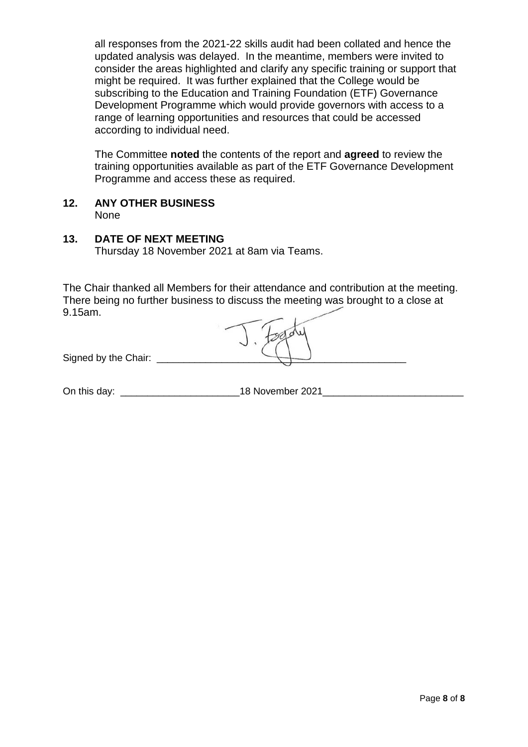all responses from the 2021-22 skills audit had been collated and hence the updated analysis was delayed. In the meantime, members were invited to consider the areas highlighted and clarify any specific training or support that might be required. It was further explained that the College would be subscribing to the Education and Training Foundation (ETF) Governance Development Programme which would provide governors with access to a range of learning opportunities and resources that could be accessed according to individual need.

The Committee **noted** the contents of the report and **agreed** to review the training opportunities available as part of the ETF Governance Development Programme and access these as required.

**12. ANY OTHER BUSINESS**

None

**13. DATE OF NEXT MEETING**

Thursday 18 November 2021 at 8am via Teams.

The Chair thanked all Members for their attendance and contribution at the meeting. There being no further business to discuss the meeting was brought to a close at 9.15am.

Signed by the Chair: J. Fogdy

On this day: 18 November 2021